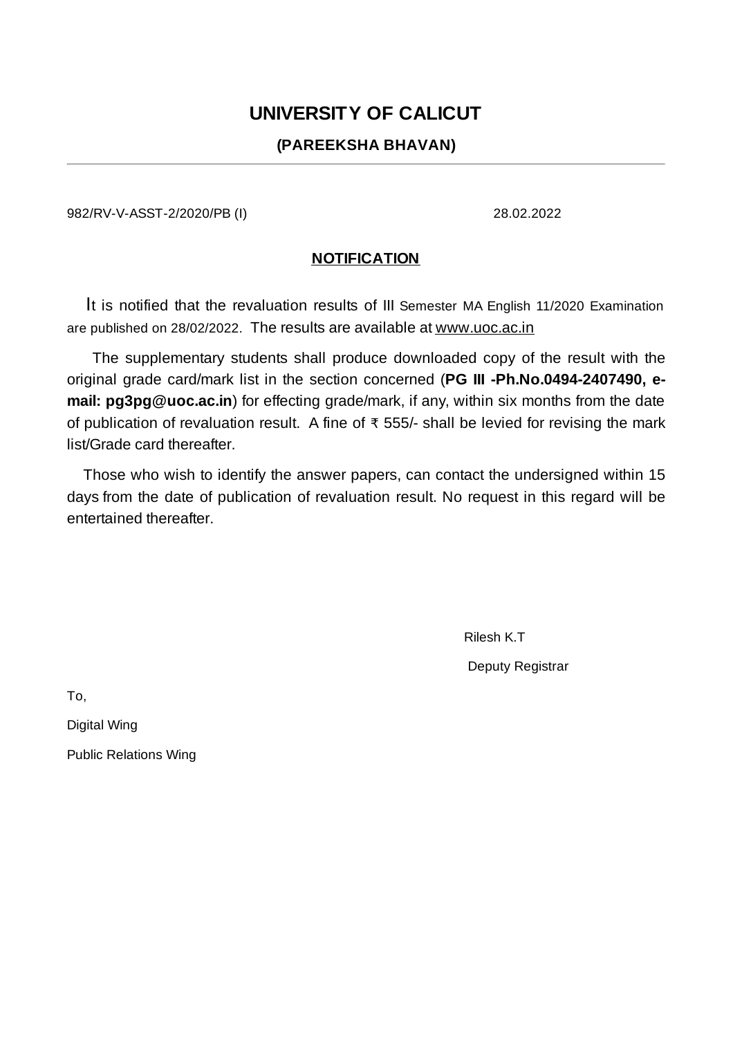# UNIVERSITY OF CALICUT

## (PAREEKSHA BHAVAN)

982/RV-V-ASST-2/2020/PB (I) 28.02.2022

**NOTIFICATION**

It is notified that the revaluation results of III Semester MA English 11/2020 Examination are published on 28/02/2022. The results are available at www.uoc.ac.in

The supplementary students shall produce downloaded copy of the result with the original grade card/mark list in the section concerned (**PG III -Ph.No.0494-2407490, e-mail: pg3pg@uoc.ac.in**) for effecting grade/mark, if any, within six months from the date of publication of revaluation result. A fine of ₹ 555/- shall be levied for revising the mark list/Grade card thereafter.

Those who wish to identify the answer papers, can contact the undersigned within 15 days from the date of publication of revaluation result. No request in this regard will be entertained thereafter.

Rilesh K.T

Deputy Registrar

To,

Digital Wing

Public Relations Wing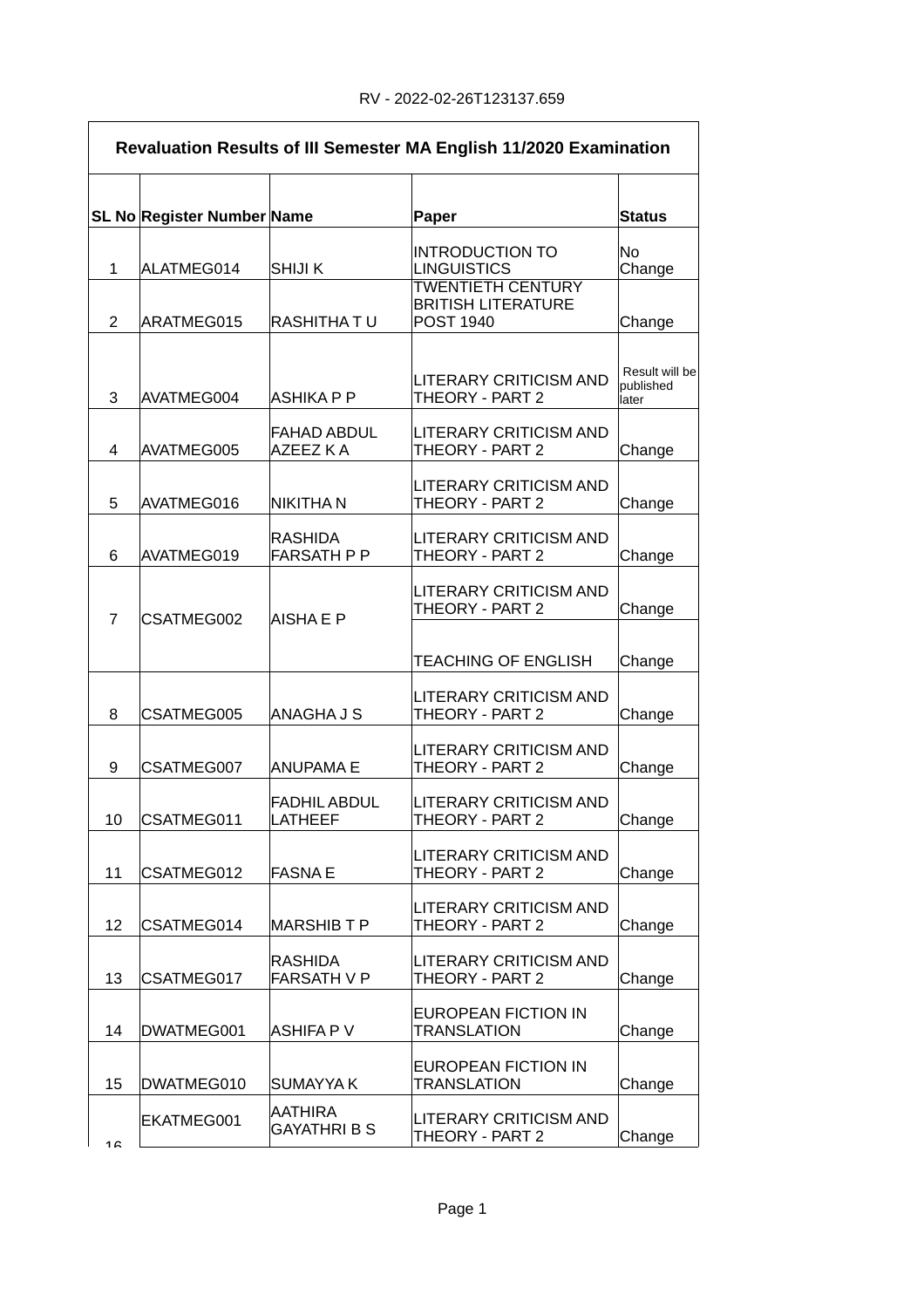RV - 2022-02-26T123137.659

| Revaluation Results of III Semester MA English 11/2020 Examination | | | | |
|---|---|---|---|---|
| **SL No** | **Register Number** | **Name** | **Paper** | **Status** |
| 1 | ALATMEG014 | SHIJI K | INTRODUCTION TO LINGUISTICS | No Change |
| 2 | ARATMEG015 | RASHITHA T U | TWENTIETH CENTURY BRITISH LITERATURE POST 1940 | Change |
| 3 | AVATMEG004 | ASHIKA P P | LITERARY CRITICISM AND THEORY - PART 2 | Result will be published later |
| 4 | AVATMEG005 | FAHAD ABDUL AZEEZ K A | LITERARY CRITICISM AND THEORY - PART 2 | Change |
| 5 | AVATMEG016 | NIKITHA N | LITERARY CRITICISM AND THEORY - PART 2 | Change |
| 6 | AVATMEG019 | RASHIDA FARSATH P P | LITERARY CRITICISM AND THEORY - PART 2 | Change |
| 7 | CSATMEG002 | AISHA E P | LITERARY CRITICISM AND THEORY - PART 2 | Change |
| | | | TEACHING OF ENGLISH | Change |
| 8 | CSATMEG005 | ANAGHA J S | LITERARY CRITICISM AND THEORY - PART 2 | Change |
| 9 | CSATMEG007 | ANUPAMA E | LITERARY CRITICISM AND THEORY - PART 2 | Change |
| 10 | CSATMEG011 | FADHIL ABDUL LATHEEF | LITERARY CRITICISM AND THEORY - PART 2 | Change |
| 11 | CSATMEG012 | FASNA E | LITERARY CRITICISM AND THEORY - PART 2 | Change |
| 12 | CSATMEG014 | MARSHIB T P | LITERARY CRITICISM AND THEORY - PART 2 | Change |
| 13 | CSATMEG017 | RASHIDA FARSATH V P | LITERARY CRITICISM AND THEORY - PART 2 | Change |
| 14 | DWATMEG001 | ASHIFA P V | EUROPEAN FICTION IN TRANSLATION | Change |
| 15 | DWATMEG010 | SUMAYYA K | EUROPEAN FICTION IN TRANSLATION | Change |
| 16 | EKATMEG001 | AATHIRA GAYATHRI B S | LITERARY CRITICISM AND THEORY - PART 2 | Change |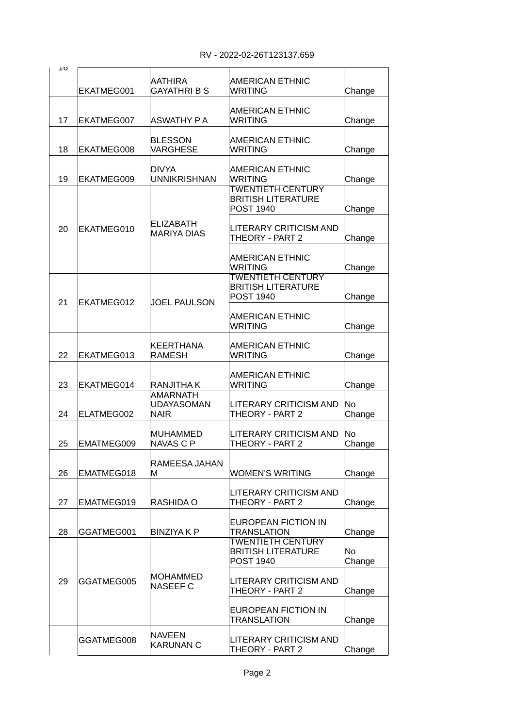RV - 2022-02-26T123137.659

| | | | | |
|---|---|---|---|---|
| 16 | EKATMEG001 | AATHIRA GAYATHRI B S | AMERICAN ETHNIC WRITING | Change |
| 17 | EKATMEG007 | ASWATHY P A | AMERICAN ETHNIC WRITING | Change |
| 18 | EKATMEG008 | BLESSON VARGHESE | AMERICAN ETHNIC WRITING | Change |
| 19 | EKATMEG009 | DIVYA UNNIKRISHNAN | AMERICAN ETHNIC WRITING | Change |
| 20 | EKATMEG010 | ELIZABATH MARIYA DIAS | TWENTIETH CENTURY BRITISH LITERATURE POST 1940 | Change |
| | | | LITERARY CRITICISM AND THEORY - PART 2 | Change |
| | | | AMERICAN ETHNIC WRITING | Change |
| 21 | EKATMEG012 | JOEL PAULSON | TWENTIETH CENTURY BRITISH LITERATURE POST 1940 | Change |
| | | | AMERICAN ETHNIC WRITING | Change |
| 22 | EKATMEG013 | KEERTHANA RAMESH | AMERICAN ETHNIC WRITING | Change |
| 23 | EKATMEG014 | RANJITHA K | AMERICAN ETHNIC WRITING | Change |
| 24 | ELATMEG002 | AMARNATH UDAYASOMAN NAIR | LITERARY CRITICISM AND THEORY - PART 2 | No Change |
| 25 | EMATMEG009 | MUHAMMED NAVAS C P | LITERARY CRITICISM AND THEORY - PART 2 | No Change |
| 26 | EMATMEG018 | RAMEESA JAHAN M | WOMEN'S WRITING | Change |
| 27 | EMATMEG019 | RASHIDA O | LITERARY CRITICISM AND THEORY - PART 2 | Change |
| 28 | GGATMEG001 | BINZIYA K P | EUROPEAN FICTION IN TRANSLATION | Change |
| 29 | GGATMEG005 | MOHAMMED NASEEF C | TWENTIETH CENTURY BRITISH LITERATURE POST 1940 | No Change |
| | | | LITERARY CRITICISM AND THEORY - PART 2 | Change |
| | | | EUROPEAN FICTION IN TRANSLATION | Change |
| | GGATMEG008 | NAVEEN KARUNAN C | LITERARY CRITICISM AND THEORY - PART 2 | Change |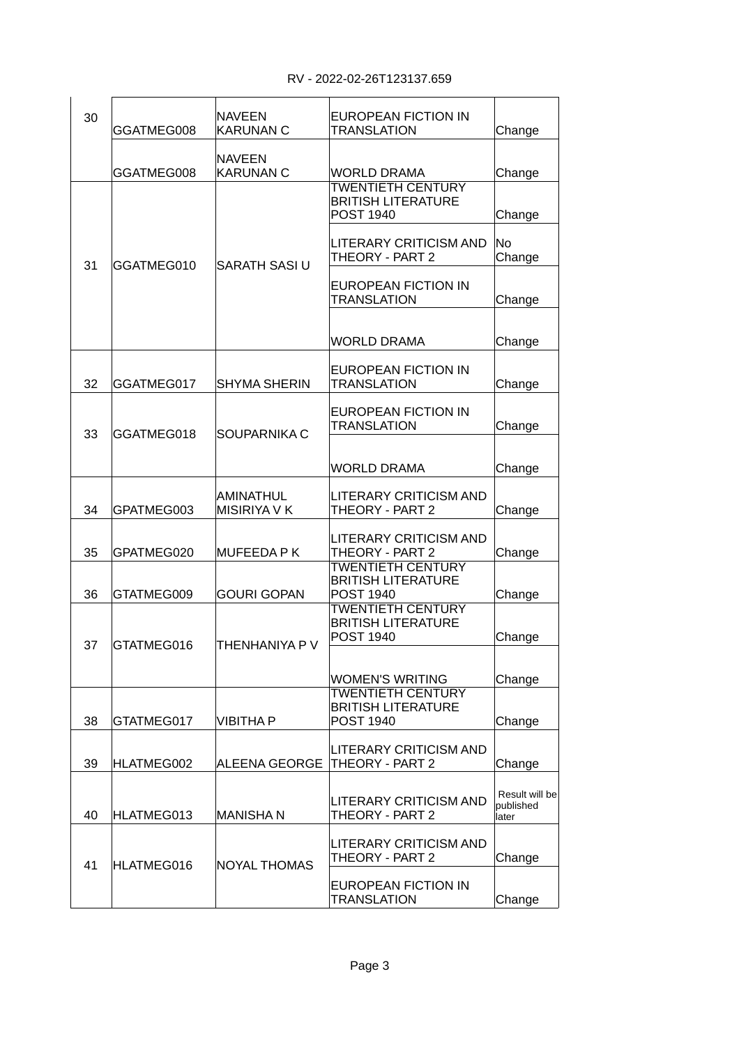RV - 2022-02-26T123137.659

| | | | | |
|---|---|---|---|---|
| 30 | GGATMEG008 | NAVEEN KARUNAN C | EUROPEAN FICTION IN TRANSLATION | Change |
| | GGATMEG008 | NAVEEN KARUNAN C | WORLD DRAMA | Change |
| 31 | GGATMEG010 | SARATH SASI U | TWENTIETH CENTURY BRITISH LITERATURE POST 1940 | Change |
| | | | LITERARY CRITICISM AND THEORY - PART 2 | No Change |
| | | | EUROPEAN FICTION IN TRANSLATION | Change |
| | | | WORLD DRAMA | Change |
| 32 | GGATMEG017 | SHYMA SHERIN | EUROPEAN FICTION IN TRANSLATION | Change |
| 33 | GGATMEG018 | SOUPARNIKA C | EUROPEAN FICTION IN TRANSLATION | Change |
| | | | WORLD DRAMA | Change |
| 34 | GPATMEG003 | AMINATHUL MISIRIYA V K | LITERARY CRITICISM AND THEORY - PART 2 | Change |
| 35 | GPATMEG020 | MUFEEDA P K | LITERARY CRITICISM AND THEORY - PART 2 | Change |
| 36 | GTATMEG009 | GOURI GOPAN | TWENTIETH CENTURY BRITISH LITERATURE POST 1940 | Change |
| 37 | GTATMEG016 | THENHANIYA P V | TWENTIETH CENTURY BRITISH LITERATURE POST 1940 | Change |
| | | | WOMEN'S WRITING | Change |
| 38 | GTATMEG017 | VIBITHA P | TWENTIETH CENTURY BRITISH LITERATURE POST 1940 | Change |
| 39 | HLATMEG002 | ALEENA GEORGE | LITERARY CRITICISM AND THEORY - PART 2 | Change |
| 40 | HLATMEG013 | MANISHA N | LITERARY CRITICISM AND THEORY - PART 2 | Result will be published later |
| 41 | HLATMEG016 | NOYAL THOMAS | LITERARY CRITICISM AND THEORY - PART 2 | Change |
| | | | EUROPEAN FICTION IN TRANSLATION | Change |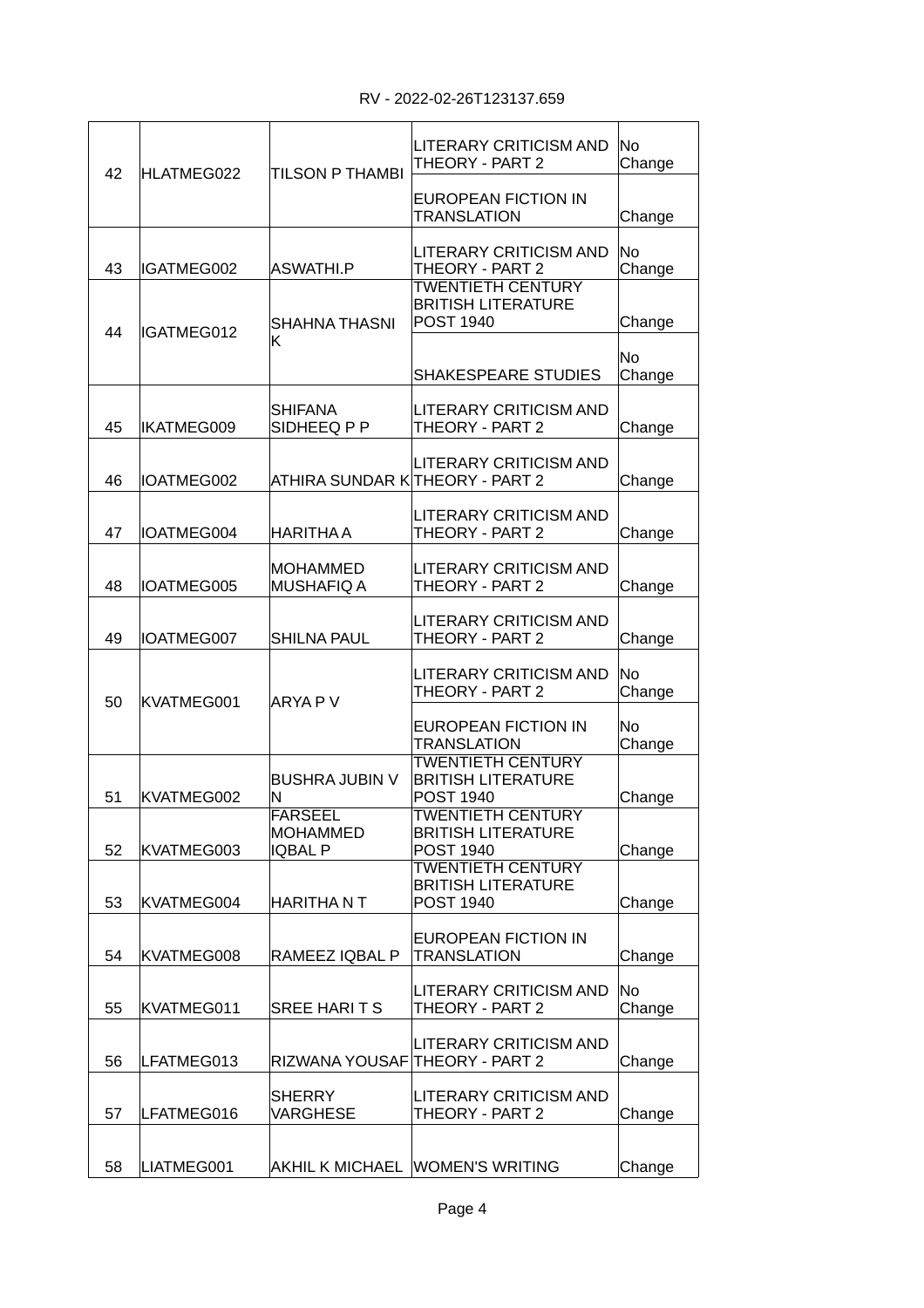RV - 2022-02-26T123137.659

| | | | | |
|---|---|---|---|---|
| 42 | HLATMEG022 | TILSON P THAMBI | LITERARY CRITICISM AND THEORY - PART 2 | No Change |
| | | | EUROPEAN FICTION IN TRANSLATION | Change |
| 43 | IGATMEG002 | ASWATHI.P | LITERARY CRITICISM AND THEORY - PART 2 | No Change |
| 44 | IGATMEG012 | SHAHNA THASNI K | TWENTIETH CENTURY BRITISH LITERATURE POST 1940 | Change |
| | | | SHAKESPEARE STUDIES | No Change |
| 45 | IKATMEG009 | SHIFANA SIDHEEQ P P | LITERARY CRITICISM AND THEORY - PART 2 | Change |
| 46 | IOATMEG002 | ATHIRA SUNDAR K | LITERARY CRITICISM AND THEORY - PART 2 | Change |
| 47 | IOATMEG004 | HARITHA A | LITERARY CRITICISM AND THEORY - PART 2 | Change |
| 48 | IOATMEG005 | MOHAMMED MUSHAFIQ A | LITERARY CRITICISM AND THEORY - PART 2 | Change |
| 49 | IOATMEG007 | SHILNA PAUL | LITERARY CRITICISM AND THEORY - PART 2 | Change |
| 50 | KVATMEG001 | ARYA P V | LITERARY CRITICISM AND THEORY - PART 2 | No Change |
| | | | EUROPEAN FICTION IN TRANSLATION | No Change |
| 51 | KVATMEG002 | BUSHRA JUBIN V N | TWENTIETH CENTURY BRITISH LITERATURE POST 1940 | Change |
| 52 | KVATMEG003 | FARSEEL MOHAMMED IQBAL P | TWENTIETH CENTURY BRITISH LITERATURE POST 1940 | Change |
| 53 | KVATMEG004 | HARITHA N T | TWENTIETH CENTURY BRITISH LITERATURE POST 1940 | Change |
| 54 | KVATMEG008 | RAMEEZ IQBAL P | EUROPEAN FICTION IN TRANSLATION | Change |
| 55 | KVATMEG011 | SREE HARI T S | LITERARY CRITICISM AND THEORY - PART 2 | No Change |
| 56 | LFATMEG013 | RIZWANA YOUSAF | LITERARY CRITICISM AND THEORY - PART 2 | Change |
| 57 | LFATMEG016 | SHERRY VARGHESE | LITERARY CRITICISM AND THEORY - PART 2 | Change |
| 58 | LIATMEG001 | AKHIL K MICHAEL | WOMEN'S WRITING | Change |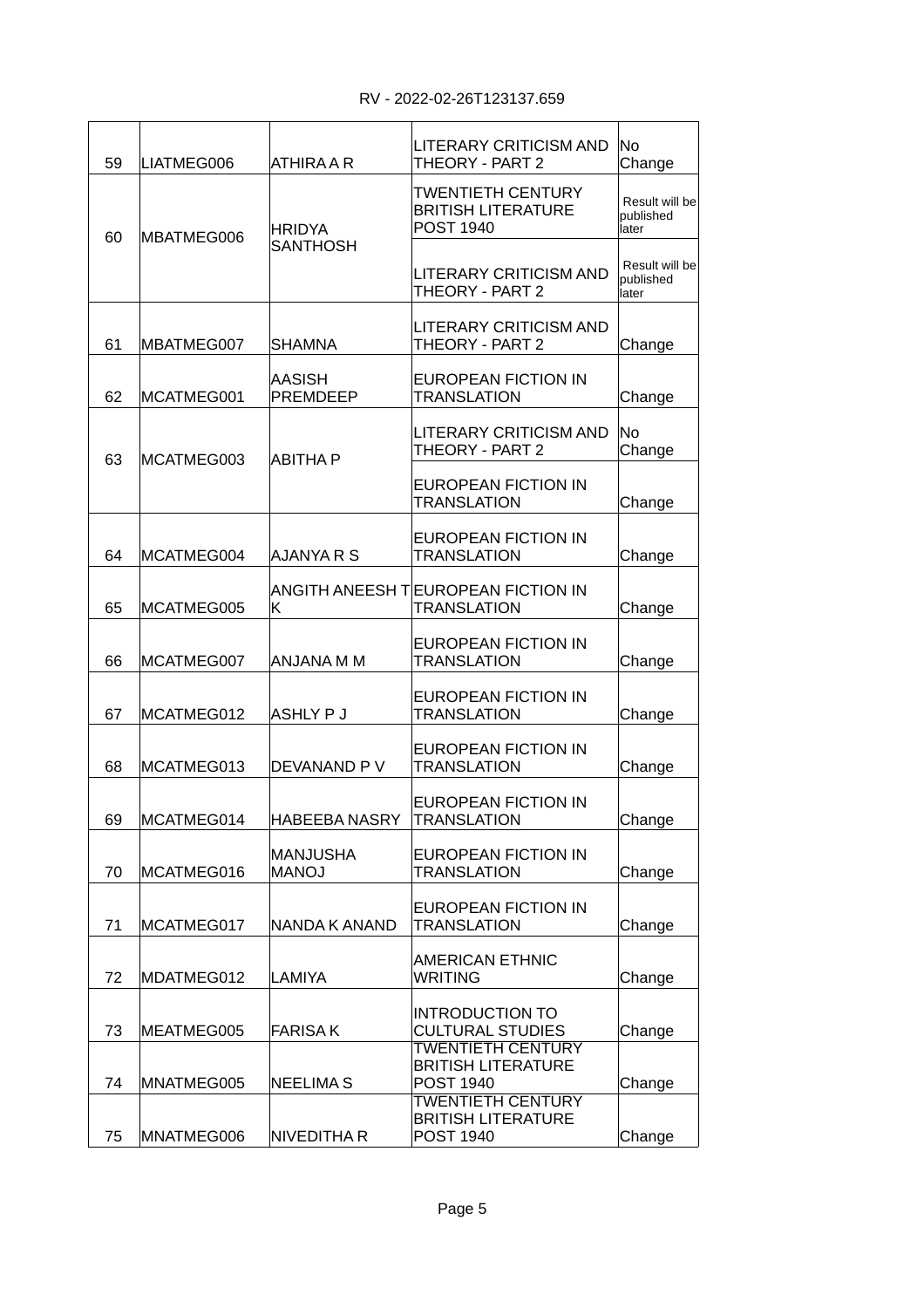RV - 2022-02-26T123137.659

| | | | | |
|---|---|---|---|---|
| 59 | LIATMEG006 | ATHIRA A R | LITERARY CRITICISM AND THEORY - PART 2 | No Change |
| 60 | MBATMEG006 | HRIDYA SANTHOSH | TWENTIETH CENTURY BRITISH LITERATURE POST 1940 | Result will be published later |
| | | | LITERARY CRITICISM AND THEORY - PART 2 | Result will be published later |
| 61 | MBATMEG007 | SHAMNA | LITERARY CRITICISM AND THEORY - PART 2 | Change |
| 62 | MCATMEG001 | AASISH PREMDEEP | EUROPEAN FICTION IN TRANSLATION | Change |
| 63 | MCATMEG003 | ABITHA P | LITERARY CRITICISM AND THEORY - PART 2 | No Change |
| | | | EUROPEAN FICTION IN TRANSLATION | Change |
| 64 | MCATMEG004 | AJANYA R S | EUROPEAN FICTION IN TRANSLATION | Change |
| 65 | MCATMEG005 | ANGITH ANEESH T K | EUROPEAN FICTION IN TRANSLATION | Change |
| 66 | MCATMEG007 | ANJANA M M | EUROPEAN FICTION IN TRANSLATION | Change |
| 67 | MCATMEG012 | ASHLY P J | EUROPEAN FICTION IN TRANSLATION | Change |
| 68 | MCATMEG013 | DEVANAND P V | EUROPEAN FICTION IN TRANSLATION | Change |
| 69 | MCATMEG014 | HABEEBA NASRY | EUROPEAN FICTION IN TRANSLATION | Change |
| 70 | MCATMEG016 | MANJUSHA MANOJ | EUROPEAN FICTION IN TRANSLATION | Change |
| 71 | MCATMEG017 | NANDA K ANAND | EUROPEAN FICTION IN TRANSLATION | Change |
| 72 | MDATMEG012 | LAMIYA | AMERICAN ETHNIC WRITING | Change |
| 73 | MEATMEG005 | FARISA K | INTRODUCTION TO CULTURAL STUDIES | Change |
| 74 | MNATMEG005 | NEELIMA S | TWENTIETH CENTURY BRITISH LITERATURE POST 1940 | Change |
| 75 | MNATMEG006 | NIVEDITHA R | TWENTIETH CENTURY BRITISH LITERATURE POST 1940 | Change |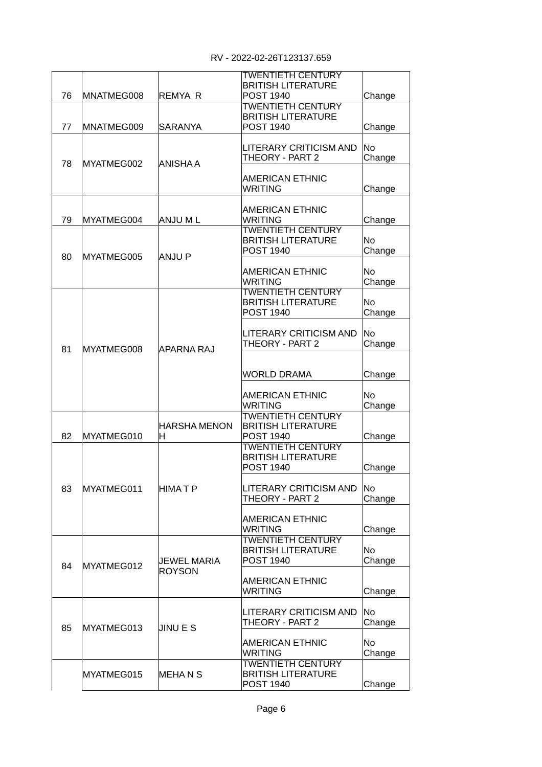RV - 2022-02-26T123137.659

| | | | | |
|---|---|---|---|---|
| 76 | MNATMEG008 | REMYA R | TWENTIETH CENTURY BRITISH LITERATURE POST 1940 | Change |
| 77 | MNATMEG009 | SARANYA | TWENTIETH CENTURY BRITISH LITERATURE POST 1940 | Change |
| 78 | MYATMEG002 | ANISHA A | LITERARY CRITICISM AND THEORY - PART 2 | No Change |
| | | | AMERICAN ETHNIC WRITING | Change |
| 79 | MYATMEG004 | ANJU M L | AMERICAN ETHNIC WRITING | Change |
| 80 | MYATMEG005 | ANJU P | TWENTIETH CENTURY BRITISH LITERATURE POST 1940 | No Change |
| | | | AMERICAN ETHNIC WRITING | No Change |
| 81 | MYATMEG008 | APARNA RAJ | TWENTIETH CENTURY BRITISH LITERATURE POST 1940 | No Change |
| | | | LITERARY CRITICISM AND THEORY - PART 2 | No Change |
| | | | WORLD DRAMA | Change |
| | | | AMERICAN ETHNIC WRITING | No Change |
| 82 | MYATMEG010 | HARSHA MENON H | TWENTIETH CENTURY BRITISH LITERATURE POST 1940 | Change |
| 83 | MYATMEG011 | HIMA T P | TWENTIETH CENTURY BRITISH LITERATURE POST 1940 | Change |
| | | | LITERARY CRITICISM AND THEORY - PART 2 | No Change |
| | | | AMERICAN ETHNIC WRITING | Change |
| 84 | MYATMEG012 | JEWEL MARIA ROYSON | TWENTIETH CENTURY BRITISH LITERATURE POST 1940 | No Change |
| | | | AMERICAN ETHNIC WRITING | Change |
| 85 | MYATMEG013 | JINU E S | LITERARY CRITICISM AND THEORY - PART 2 | No Change |
| | | | AMERICAN ETHNIC WRITING | No Change |
| | MYATMEG015 | MEHA N S | TWENTIETH CENTURY BRITISH LITERATURE POST 1940 | Change |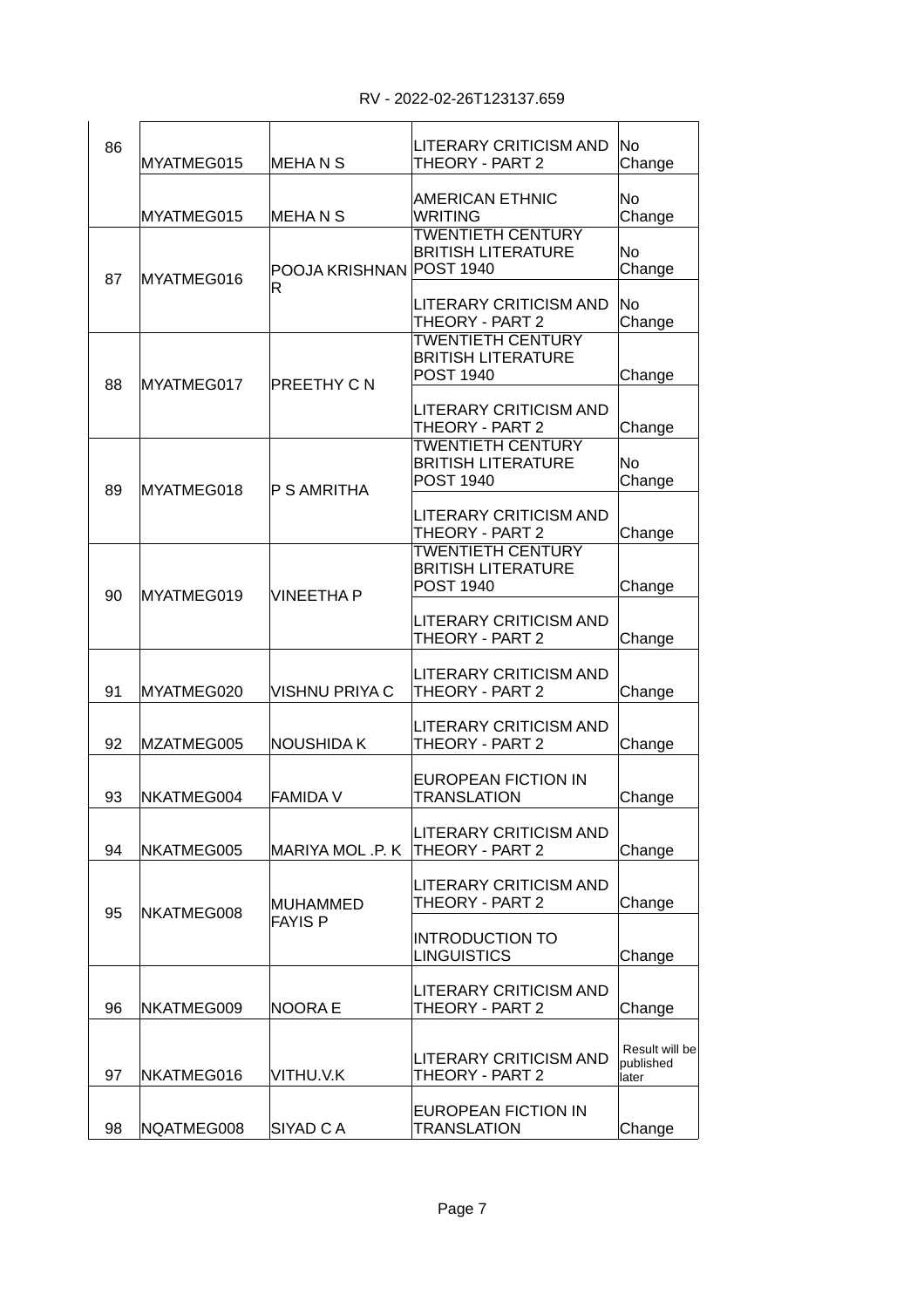RV - 2022-02-26T123137.659

| | | | | |
|---|---|---|---|---|
| 86 | MYATMEG015 | MEHA N S | LITERARY CRITICISM AND THEORY - PART 2 | No Change |
| | MYATMEG015 | MEHA N S | AMERICAN ETHNIC WRITING | No Change |
| 87 | MYATMEG016 | POOJA KRISHNAN R | TWENTIETH CENTURY BRITISH LITERATURE POST 1940 | No Change |
| | | | LITERARY CRITICISM AND THEORY - PART 2 | No Change |
| 88 | MYATMEG017 | PREETHY C N | TWENTIETH CENTURY BRITISH LITERATURE POST 1940 | Change |
| | | | LITERARY CRITICISM AND THEORY - PART 2 | Change |
| 89 | MYATMEG018 | P S AMRITHA | TWENTIETH CENTURY BRITISH LITERATURE POST 1940 | No Change |
| | | | LITERARY CRITICISM AND THEORY - PART 2 | Change |
| 90 | MYATMEG019 | VINEETHA P | TWENTIETH CENTURY BRITISH LITERATURE POST 1940 | Change |
| | | | LITERARY CRITICISM AND THEORY - PART 2 | Change |
| 91 | MYATMEG020 | VISHNU PRIYA C | LITERARY CRITICISM AND THEORY - PART 2 | Change |
| 92 | MZATMEG005 | NOUSHIDA K | LITERARY CRITICISM AND THEORY - PART 2 | Change |
| 93 | NKATMEG004 | FAMIDA V | EUROPEAN FICTION IN TRANSLATION | Change |
| 94 | NKATMEG005 | MARIYA MOL .P. K | LITERARY CRITICISM AND THEORY - PART 2 | Change |
| 95 | NKATMEG008 | MUHAMMED FAYIS P | LITERARY CRITICISM AND THEORY - PART 2 | Change |
| | | | INTRODUCTION TO LINGUISTICS | Change |
| 96 | NKATMEG009 | NOORA E | LITERARY CRITICISM AND THEORY - PART 2 | Change |
| 97 | NKATMEG016 | VITHU.V.K | LITERARY CRITICISM AND THEORY - PART 2 | Result will be published later |
| 98 | NQATMEG008 | SIYAD C A | EUROPEAN FICTION IN TRANSLATION | Change |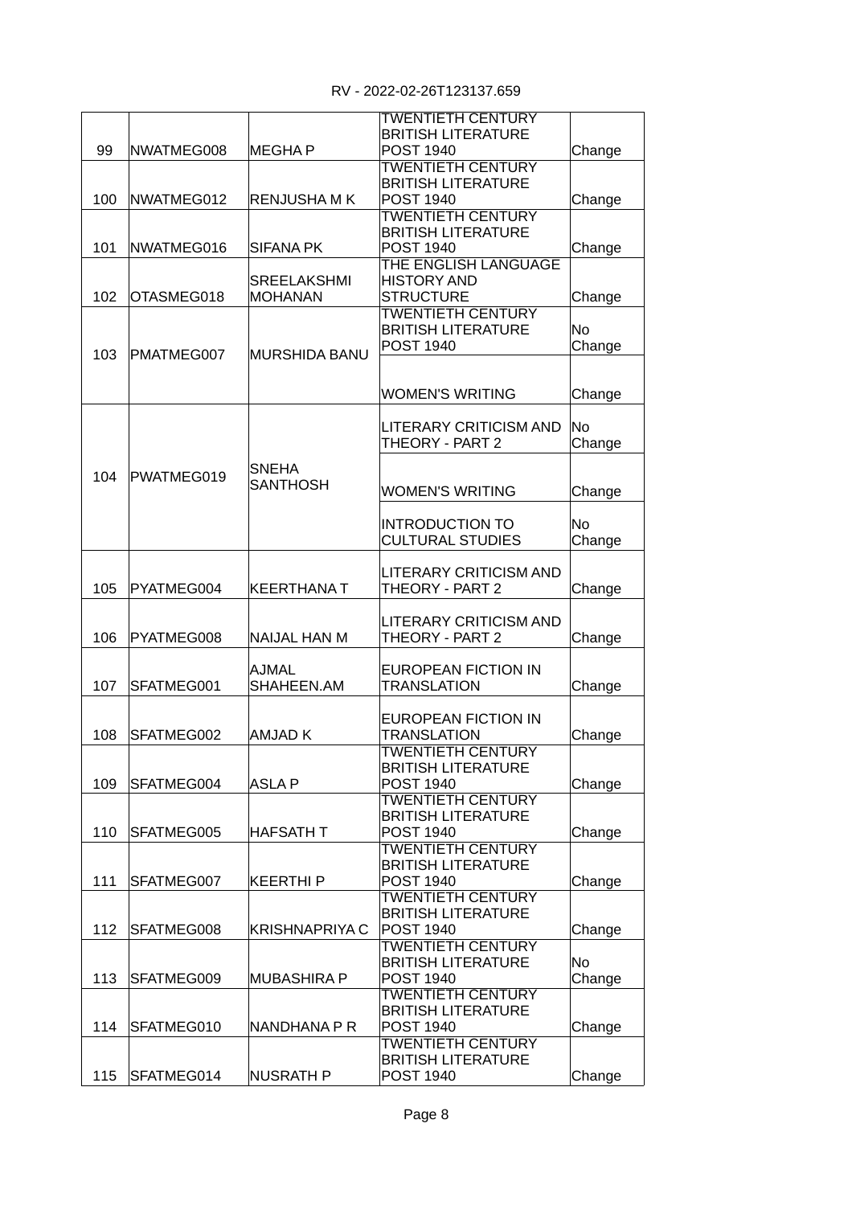| | | | | |
|---|---|---|---|---|
| 99 | NWATMEG008 | MEGHA P | TWENTIETH CENTURY BRITISH LITERATURE POST 1940 | Change |
| 100 | NWATMEG012 | RENJUSHA M K | TWENTIETH CENTURY BRITISH LITERATURE POST 1940 | Change |
| 101 | NWATMEG016 | SIFANA PK | TWENTIETH CENTURY BRITISH LITERATURE POST 1940 | Change |
| 102 | OTASMEG018 | SREELAKSHMI MOHANAN | THE ENGLISH LANGUAGE HISTORY AND STRUCTURE | Change |
| 103 | PMATMEG007 | MURSHIDA BANU | TWENTIETH CENTURY BRITISH LITERATURE POST 1940 | No Change |
| | | | WOMEN'S WRITING | Change |
| 104 | PWATMEG019 | SNEHA SANTHOSH | LITERARY CRITICISM AND THEORY - PART 2 | No Change |
| | | | WOMEN'S WRITING | Change |
| | | | INTRODUCTION TO CULTURAL STUDIES | No Change |
| 105 | PYATMEG004 | KEERTHANA T | LITERARY CRITICISM AND THEORY - PART 2 | Change |
| 106 | PYATMEG008 | NAIJAL HAN M | LITERARY CRITICISM AND THEORY - PART 2 | Change |
| 107 | SFATMEG001 | AJMAL SHAHEEN.AM | EUROPEAN FICTION IN TRANSLATION | Change |
| 108 | SFATMEG002 | AMJAD K | EUROPEAN FICTION IN TRANSLATION | Change |
| 109 | SFATMEG004 | ASLA P | TWENTIETH CENTURY BRITISH LITERATURE POST 1940 | Change |
| 110 | SFATMEG005 | HAFSATH T | TWENTIETH CENTURY BRITISH LITERATURE POST 1940 | Change |
| 111 | SFATMEG007 | KEERTHI P | TWENTIETH CENTURY BRITISH LITERATURE POST 1940 | Change |
| 112 | SFATMEG008 | KRISHNAPRIYA C | TWENTIETH CENTURY BRITISH LITERATURE POST 1940 | Change |
| 113 | SFATMEG009 | MUBASHIRA P | TWENTIETH CENTURY BRITISH LITERATURE POST 1940 | No Change |
| 114 | SFATMEG010 | NANDHANA P R | TWENTIETH CENTURY BRITISH LITERATURE POST 1940 | Change |
| 115 | SFATMEG014 | NUSRATH P | TWENTIETH CENTURY BRITISH LITERATURE POST 1940 | Change |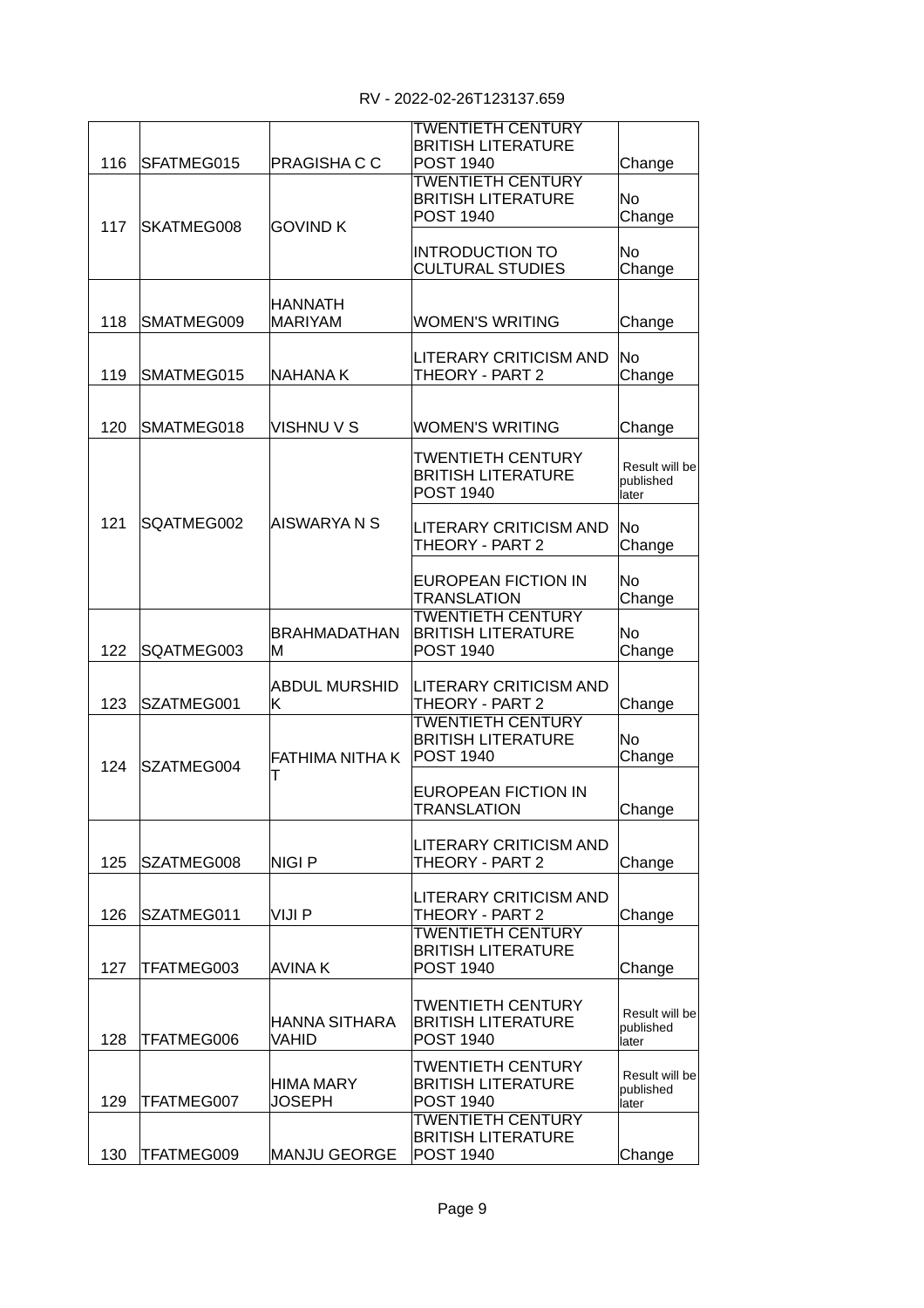RV - 2022-02-26T123137.659

| | | | | |
|---|---|---|---|---|
| 116 | SFATMEG015 | PRAGISHA C C | TWENTIETH CENTURY BRITISH LITERATURE POST 1940 | Change |
| 117 | SKATMEG008 | GOVIND K | TWENTIETH CENTURY BRITISH LITERATURE POST 1940 | No Change |
| | | | INTRODUCTION TO CULTURAL STUDIES | No Change |
| 118 | SMATMEG009 | HANNATH MARIYAM | WOMEN'S WRITING | Change |
| 119 | SMATMEG015 | NAHANA K | LITERARY CRITICISM AND THEORY - PART 2 | No Change |
| 120 | SMATMEG018 | VISHNU V S | WOMEN'S WRITING | Change |
| 121 | SQATMEG002 | AISWARYA N S | TWENTIETH CENTURY BRITISH LITERATURE POST 1940 | Result will be published later |
| | | | LITERARY CRITICISM AND THEORY - PART 2 | No Change |
| | | | EUROPEAN FICTION IN TRANSLATION | No Change |
| 122 | SQATMEG003 | BRAHMADATHAN M | TWENTIETH CENTURY BRITISH LITERATURE POST 1940 | No Change |
| 123 | SZATMEG001 | ABDUL MURSHID K | LITERARY CRITICISM AND THEORY - PART 2 | Change |
| 124 | SZATMEG004 | FATHIMA NITHA K T | TWENTIETH CENTURY BRITISH LITERATURE POST 1940 | No Change |
| | | | EUROPEAN FICTION IN TRANSLATION | Change |
| 125 | SZATMEG008 | NIGI P | LITERARY CRITICISM AND THEORY - PART 2 | Change |
| 126 | SZATMEG011 | VIJI P | LITERARY CRITICISM AND THEORY - PART 2 | Change |
| 127 | TFATMEG003 | AVINA K | TWENTIETH CENTURY BRITISH LITERATURE POST 1940 | Change |
| 128 | TFATMEG006 | HANNA SITHARA VAHID | TWENTIETH CENTURY BRITISH LITERATURE POST 1940 | Result will be published later |
| 129 | TFATMEG007 | HIMA MARY JOSEPH | TWENTIETH CENTURY BRITISH LITERATURE POST 1940 | Result will be published later |
| 130 | TFATMEG009 | MANJU GEORGE | TWENTIETH CENTURY BRITISH LITERATURE POST 1940 | Change |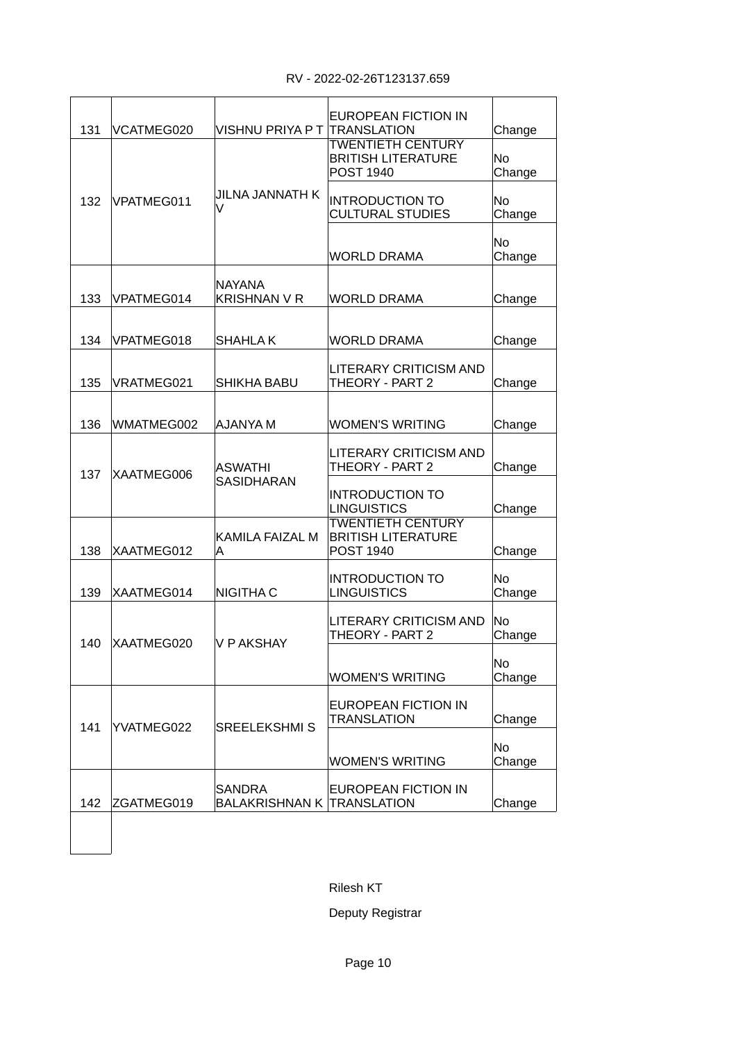RV - 2022-02-26T123137.659

| | | | | |
|---|---|---|---|---|
| 131 | VCATMEG020 | VISHNU PRIYA P T | EUROPEAN FICTION IN TRANSLATION | Change |
| 132 | VPATMEG011 | JILNA JANNATH K V | TWENTIETH CENTURY BRITISH LITERATURE POST 1940 | No Change |
| | | | INTRODUCTION TO CULTURAL STUDIES | No Change |
| | | | WORLD DRAMA | No Change |
| 133 | VPATMEG014 | NAYANA KRISHNAN V R | WORLD DRAMA | Change |
| 134 | VPATMEG018 | SHAHLA K | WORLD DRAMA | Change |
| 135 | VRATMEG021 | SHIKHA BABU | LITERARY CRITICISM AND THEORY - PART 2 | Change |
| 136 | WMATMEG002 | AJANYA M | WOMEN'S WRITING | Change |
| 137 | XAATMEG006 | ASWATHI SASIDHARAN | LITERARY CRITICISM AND THEORY - PART 2 | Change |
| | | | INTRODUCTION TO LINGUISTICS | Change |
| 138 | XAATMEG012 | KAMILA FAIZAL M A | TWENTIETH CENTURY BRITISH LITERATURE POST 1940 | Change |
| 139 | XAATMEG014 | NIGITHA C | INTRODUCTION TO LINGUISTICS | No Change |
| 140 | XAATMEG020 | V P AKSHAY | LITERARY CRITICISM AND THEORY - PART 2 | No Change |
| | | | WOMEN'S WRITING | No Change |
| 141 | YVATMEG022 | SREELEKSHMI S | EUROPEAN FICTION IN TRANSLATION | Change |
| | | | WOMEN'S WRITING | No Change |
| 142 | ZGATMEG019 | SANDRA BALAKRISHNAN K | EUROPEAN FICTION IN TRANSLATION | Change |

Rilesh KT

Deputy Registrar